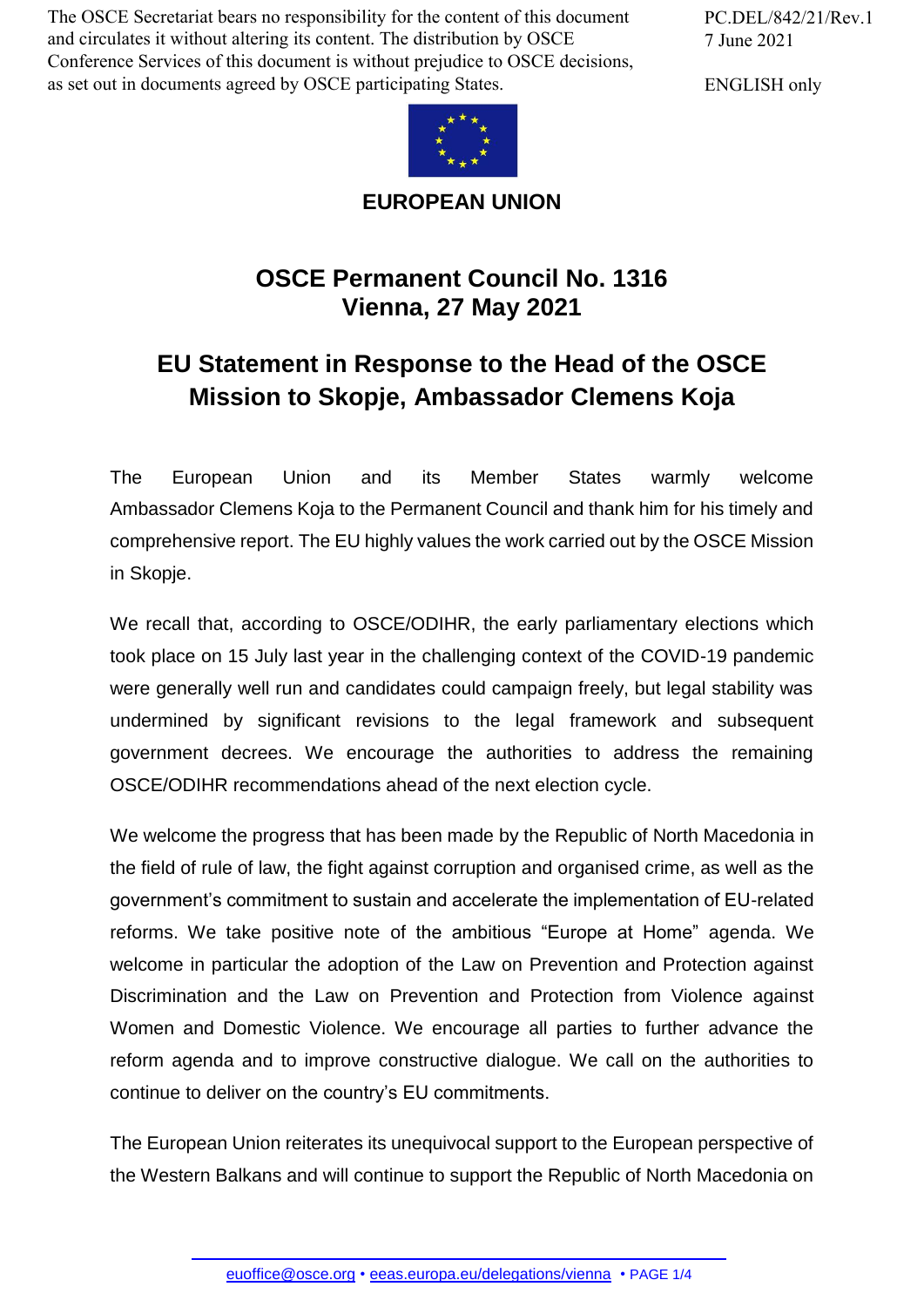The OSCE Secretariat bears no responsibility for the content of this document and circulates it without altering its content. The distribution by OSCE Conference Services of this document is without prejudice to OSCE decisions, as set out in documents agreed by OSCE participating States.

PC.DEL/842/21/Rev.1
7 June 2021

ENGLISH only

**EUROPEAN UNION**

# OSCE Permanent Council No. 1316
# Vienna, 27 May 2021

## EU Statement in Response to the Head of the OSCE Mission to Skopje, Ambassador Clemens Koja

The European Union and its Member States warmly welcome Ambassador Clemens Koja to the Permanent Council and thank him for his timely and comprehensive report. The EU highly values the work carried out by the OSCE Mission in Skopje.

We recall that, according to OSCE/ODIHR, the early parliamentary elections which took place on 15 July last year in the challenging context of the COVID-19 pandemic were generally well run and candidates could campaign freely, but legal stability was undermined by significant revisions to the legal framework and subsequent government decrees. We encourage the authorities to address the remaining OSCE/ODIHR recommendations ahead of the next election cycle.

We welcome the progress that has been made by the Republic of North Macedonia in the field of rule of law, the fight against corruption and organised crime, as well as the government's commitment to sustain and accelerate the implementation of EU-related reforms. We take positive note of the ambitious "Europe at Home" agenda. We welcome in particular the adoption of the Law on Prevention and Protection against Discrimination and the Law on Prevention and Protection from Violence against Women and Domestic Violence. We encourage all parties to further advance the reform agenda and to improve constructive dialogue. We call on the authorities to continue to deliver on the country's EU commitments.

The European Union reiterates its unequivocal support to the European perspective of the Western Balkans and will continue to support the Republic of North Macedonia on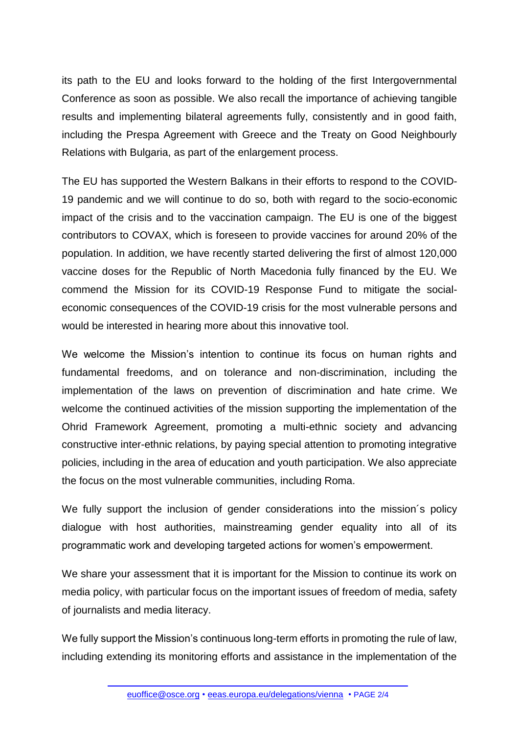its path to the EU and looks forward to the holding of the first Intergovernmental Conference as soon as possible. We also recall the importance of achieving tangible results and implementing bilateral agreements fully, consistently and in good faith, including the Prespa Agreement with Greece and the Treaty on Good Neighbourly Relations with Bulgaria, as part of the enlargement process.

The EU has supported the Western Balkans in their efforts to respond to the COVID-19 pandemic and we will continue to do so, both with regard to the socio-economic impact of the crisis and to the vaccination campaign. The EU is one of the biggest contributors to COVAX, which is foreseen to provide vaccines for around 20% of the population. In addition, we have recently started delivering the first of almost 120,000 vaccine doses for the Republic of North Macedonia fully financed by the EU. We commend the Mission for its COVID-19 Response Fund to mitigate the social-economic consequences of the COVID-19 crisis for the most vulnerable persons and would be interested in hearing more about this innovative tool.

We welcome the Mission's intention to continue its focus on human rights and fundamental freedoms, and on tolerance and non-discrimination, including the implementation of the laws on prevention of discrimination and hate crime. We welcome the continued activities of the mission supporting the implementation of the Ohrid Framework Agreement, promoting a multi-ethnic society and advancing constructive inter-ethnic relations, by paying special attention to promoting integrative policies, including in the area of education and youth participation. We also appreciate the focus on the most vulnerable communities, including Roma.

We fully support the inclusion of gender considerations into the mission´s policy dialogue with host authorities, mainstreaming gender equality into all of its programmatic work and developing targeted actions for women's empowerment.

We share your assessment that it is important for the Mission to continue its work on media policy, with particular focus on the important issues of freedom of media, safety of journalists and media literacy.

We fully support the Mission's continuous long-term efforts in promoting the rule of law, including extending its monitoring efforts and assistance in the implementation of the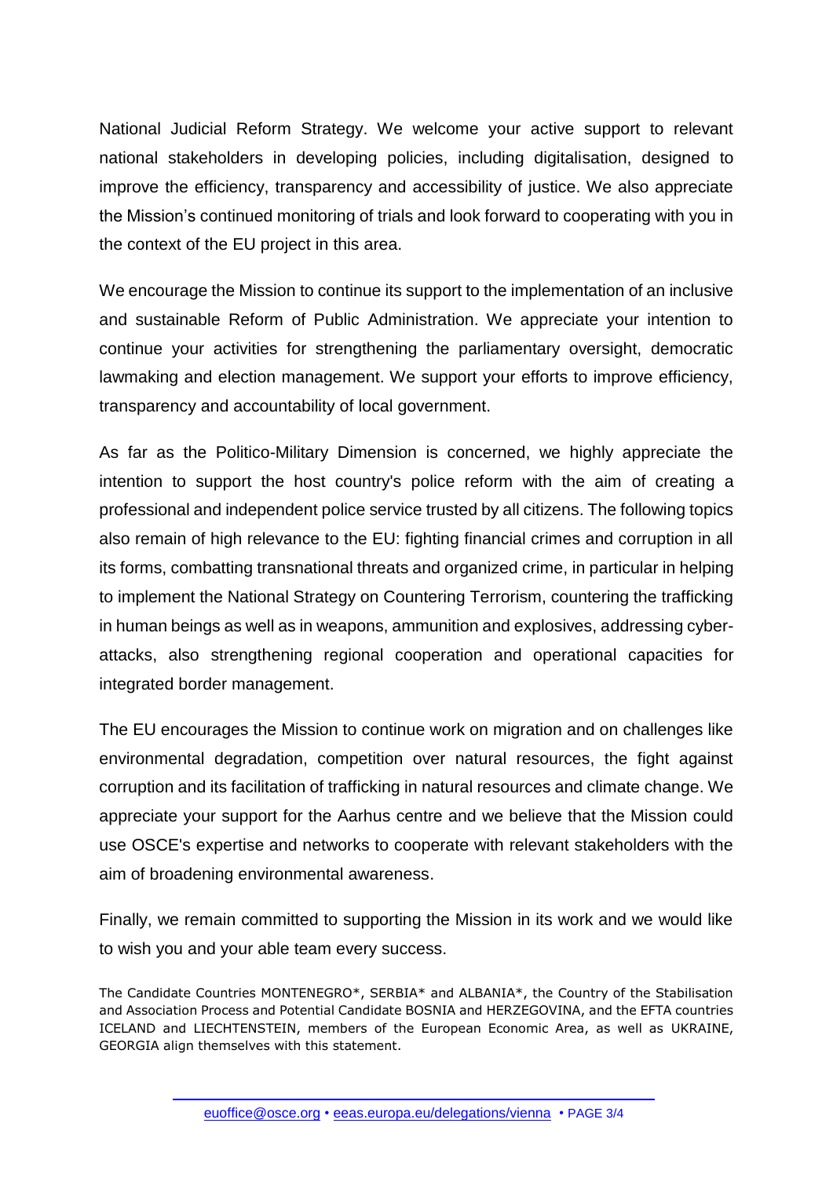National Judicial Reform Strategy. We welcome your active support to relevant national stakeholders in developing policies, including digitalisation, designed to improve the efficiency, transparency and accessibility of justice. We also appreciate the Mission's continued monitoring of trials and look forward to cooperating with you in the context of the EU project in this area.

We encourage the Mission to continue its support to the implementation of an inclusive and sustainable Reform of Public Administration. We appreciate your intention to continue your activities for strengthening the parliamentary oversight, democratic lawmaking and election management. We support your efforts to improve efficiency, transparency and accountability of local government.

As far as the Politico-Military Dimension is concerned, we highly appreciate the intention to support the host country's police reform with the aim of creating a professional and independent police service trusted by all citizens. The following topics also remain of high relevance to the EU: fighting financial crimes and corruption in all its forms, combatting transnational threats and organized crime, in particular in helping to implement the National Strategy on Countering Terrorism, countering the trafficking in human beings as well as in weapons, ammunition and explosives, addressing cyber-attacks, also strengthening regional cooperation and operational capacities for integrated border management.

The EU encourages the Mission to continue work on migration and on challenges like environmental degradation, competition over natural resources, the fight against corruption and its facilitation of trafficking in natural resources and climate change. We appreciate your support for the Aarhus centre and we believe that the Mission could use OSCE's expertise and networks to cooperate with relevant stakeholders with the aim of broadening environmental awareness.

Finally, we remain committed to supporting the Mission in its work and we would like to wish you and your able team every success.

The Candidate Countries MONTENEGRO*, SERBIA* and ALBANIA*, the Country of the Stabilisation and Association Process and Potential Candidate BOSNIA and HERZEGOVINA, and the EFTA countries ICELAND and LIECHTENSTEIN, members of the European Economic Area, as well as UKRAINE, GEORGIA align themselves with this statement.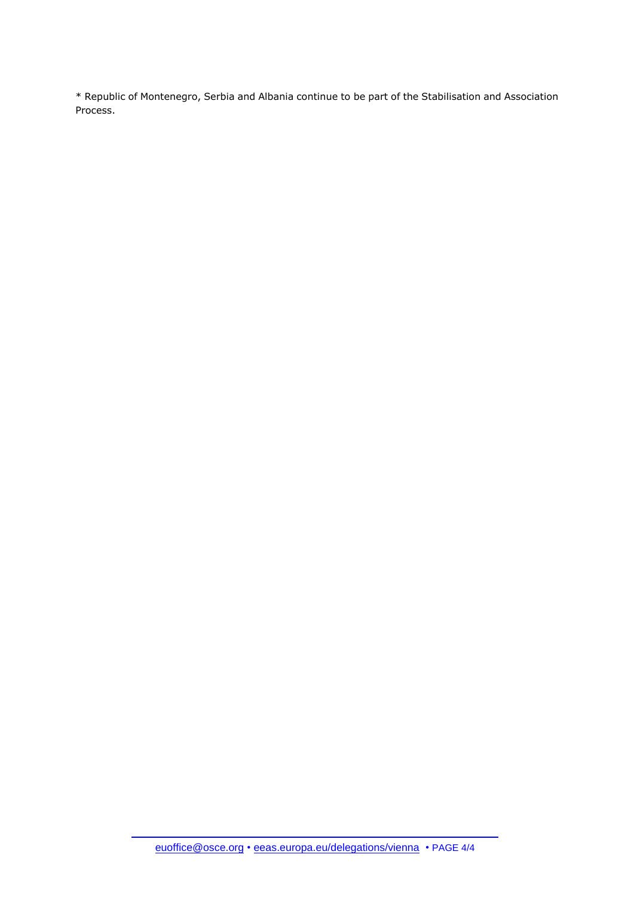* Republic of Montenegro, Serbia and Albania continue to be part of the Stabilisation and Association Process.